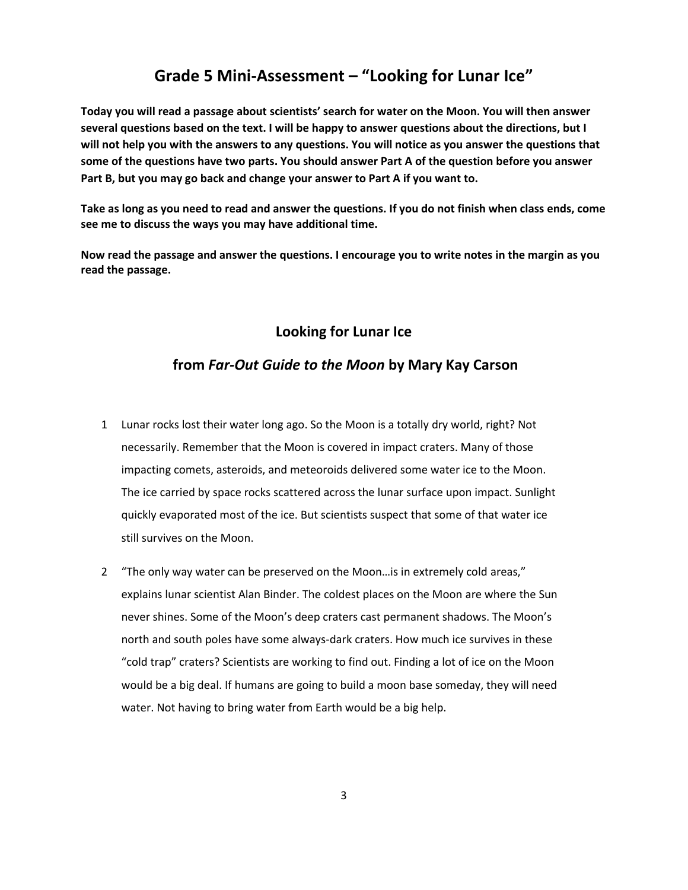# Grade 5 Mini-Assessment – "Looking for Lunar Ice"

**Today you will read a passage about scientists' search for water on the Moon. You will then answer several questions based on the text. I will be happy to answer questions about the directions, but I will not help you with the answers to any questions. You will notice as you answer the questions that some of the questions have two parts. You should answer Part A of the question before you answer Part B, but you may go back and change your answer to Part A if you want to.**

**Take as long as you need to read and answer the questions. If you do not finish when class ends, come see me to discuss the ways you may have additional time.**

**Now read the passage and answer the questions. I encourage you to write notes in the margin as you read the passage.**

## Looking for Lunar Ice

## from *Far-Out Guide to the Moon* by Mary Kay Carson

1 Lunar rocks lost their water long ago. So the Moon is a totally dry world, right? Not necessarily. Remember that the Moon is covered in impact craters. Many of those impacting comets, asteroids, and meteoroids delivered some water ice to the Moon. The ice carried by space rocks scattered across the lunar surface upon impact. Sunlight quickly evaporated most of the ice. But scientists suspect that some of that water ice still survives on the Moon.

2 "The only way water can be preserved on the Moon…is in extremely cold areas," explains lunar scientist Alan Binder. The coldest places on the Moon are where the Sun never shines. Some of the Moon's deep craters cast permanent shadows. The Moon's north and south poles have some always-dark craters. How much ice survives in these "cold trap" craters? Scientists are working to find out. Finding a lot of ice on the Moon would be a big deal. If humans are going to build a moon base someday, they will need water. Not having to bring water from Earth would be a big help.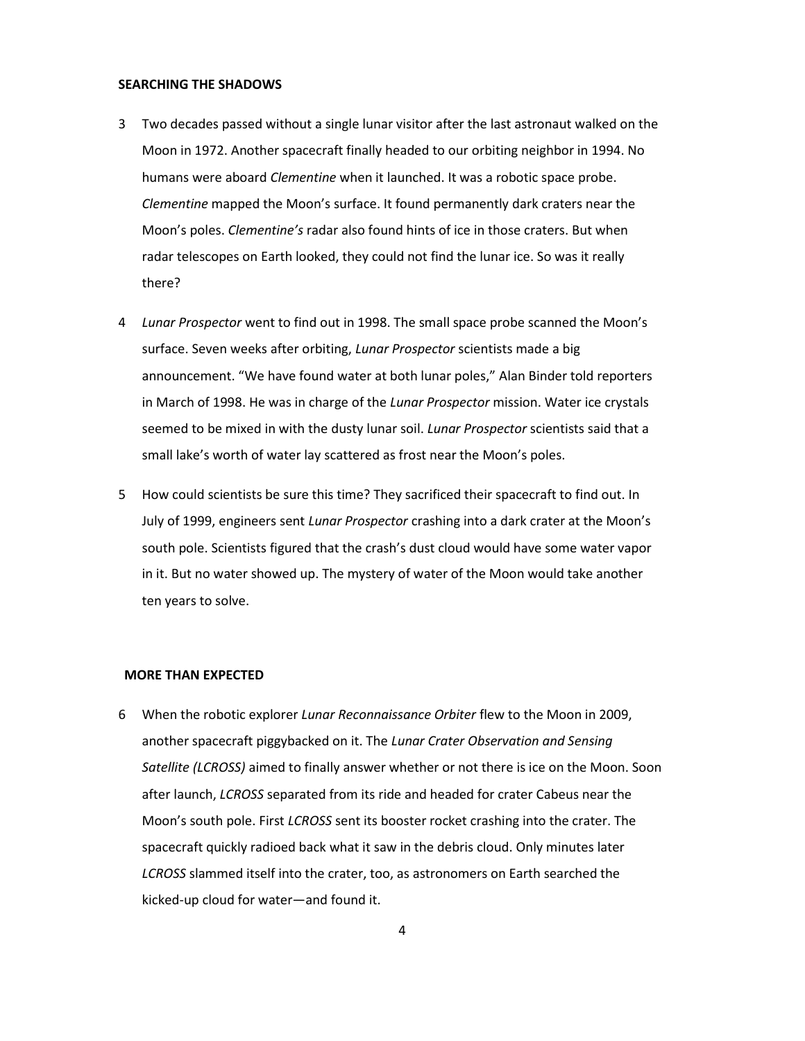## SEARCHING THE SHADOWS

3 Two decades passed without a single lunar visitor after the last astronaut walked on the Moon in 1972. Another spacecraft finally headed to our orbiting neighbor in 1994. No humans were aboard *Clementine* when it launched. It was a robotic space probe. *Clementine* mapped the Moon's surface. It found permanently dark craters near the Moon's poles. *Clementine's* radar also found hints of ice in those craters. But when radar telescopes on Earth looked, they could not find the lunar ice. So was it really there?

4 *Lunar Prospector* went to find out in 1998. The small space probe scanned the Moon's surface. Seven weeks after orbiting, *Lunar Prospector* scientists made a big announcement. "We have found water at both lunar poles," Alan Binder told reporters in March of 1998. He was in charge of the *Lunar Prospector* mission. Water ice crystals seemed to be mixed in with the dusty lunar soil. *Lunar Prospector* scientists said that a small lake's worth of water lay scattered as frost near the Moon's poles.

5 How could scientists be sure this time? They sacrificed their spacecraft to find out. In July of 1999, engineers sent *Lunar Prospector* crashing into a dark crater at the Moon's south pole. Scientists figured that the crash's dust cloud would have some water vapor in it. But no water showed up. The mystery of water of the Moon would take another ten years to solve.

## MORE THAN EXPECTED

6 When the robotic explorer *Lunar Reconnaissance Orbiter* flew to the Moon in 2009, another spacecraft piggybacked on it. The *Lunar Crater Observation and Sensing Satellite (LCROSS)* aimed to finally answer whether or not there is ice on the Moon. Soon after launch, *LCROSS* separated from its ride and headed for crater Cabeus near the Moon's south pole. First *LCROSS* sent its booster rocket crashing into the crater. The spacecraft quickly radioed back what it saw in the debris cloud. Only minutes later *LCROSS* slammed itself into the crater, too, as astronomers on Earth searched the kicked-up cloud for water—and found it.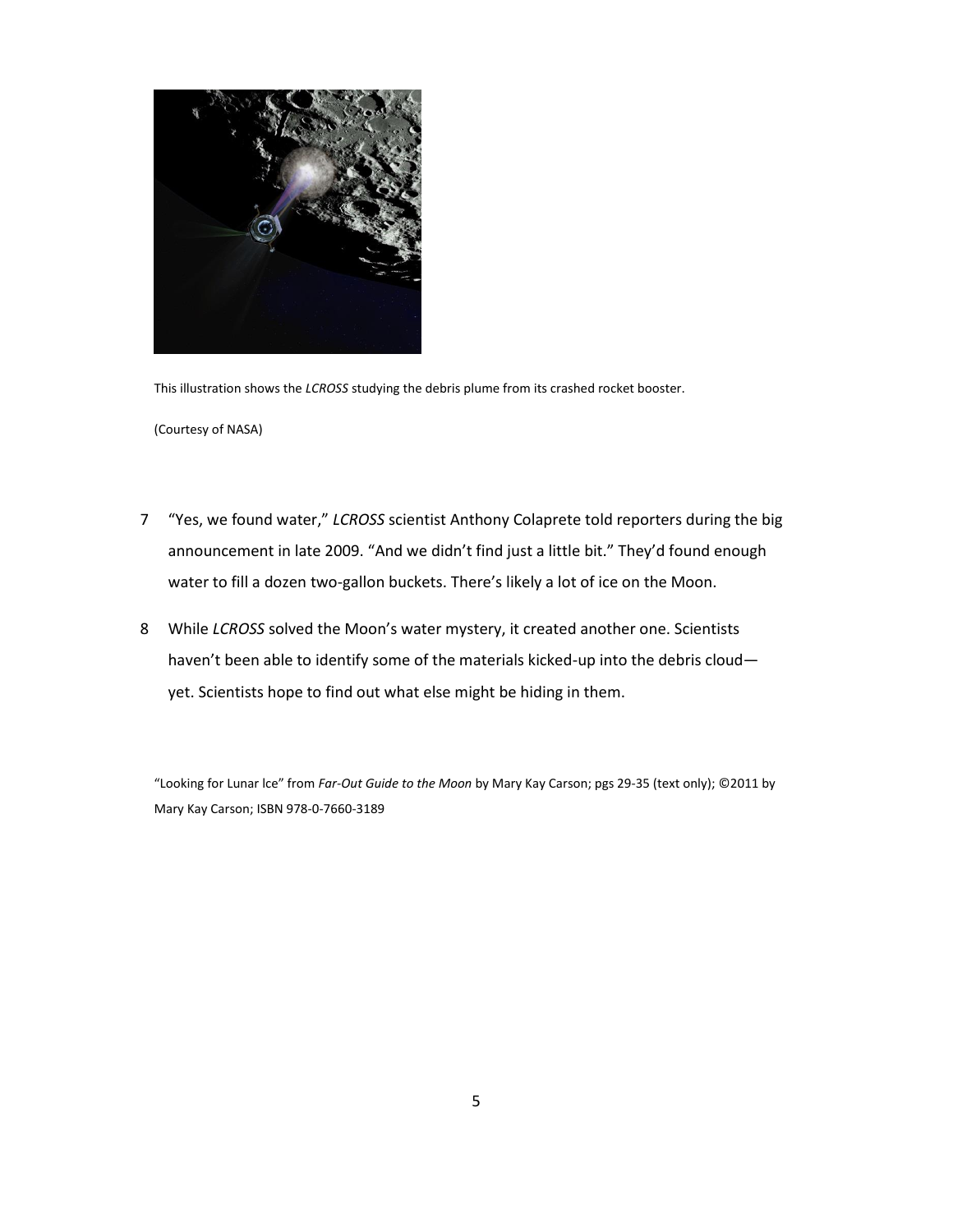This illustration shows the *LCROSS* studying the debris plume from its crashed rocket booster.

(Courtesy of NASA)

7 "Yes, we found water," *LCROSS* scientist Anthony Colaprete told reporters during the big announcement in late 2009. "And we didn't find just a little bit." They'd found enough water to fill a dozen two-gallon buckets. There's likely a lot of ice on the Moon.

8 While *LCROSS* solved the Moon's water mystery, it created another one. Scientists haven't been able to identify some of the materials kicked-up into the debris cloud—yet. Scientists hope to find out what else might be hiding in them.

"Looking for Lunar Ice" from *Far-Out Guide to the Moon* by Mary Kay Carson; pgs 29-35 (text only); ©2011 by Mary Kay Carson; ISBN 978-0-7660-3189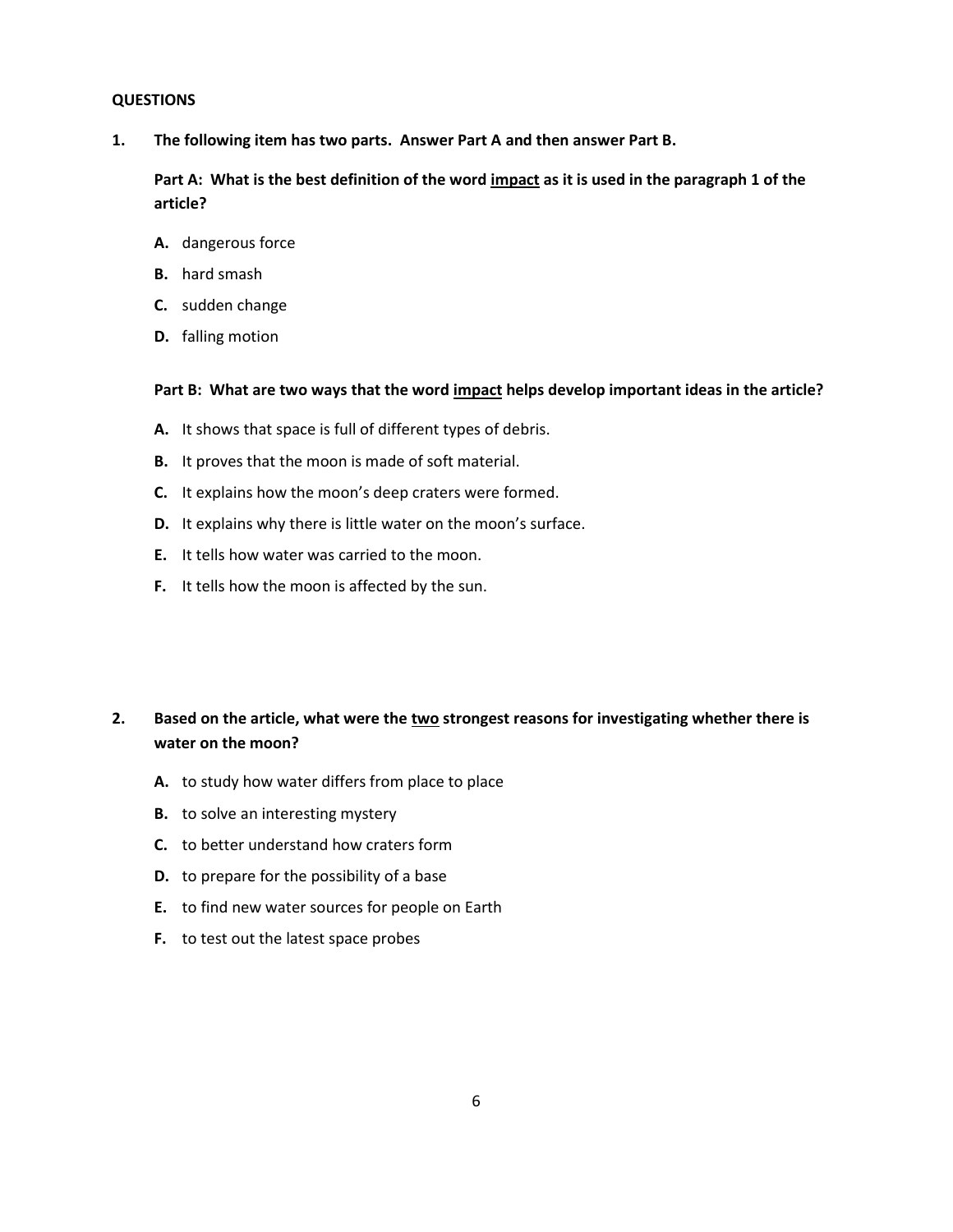**QUESTIONS**

**1. The following item has two parts. Answer Part A and then answer Part B.**

**Part A: What is the best definition of the word <u>impact</u> as it is used in the paragraph 1 of the article?**

**A.** dangerous force

**B.** hard smash

**C.** sudden change

**D.** falling motion

**Part B: What are two ways that the word <u>impact</u> helps develop important ideas in the article?**

**A.** It shows that space is full of different types of debris.

**B.** It proves that the moon is made of soft material.

**C.** It explains how the moon's deep craters were formed.

**D.** It explains why there is little water on the moon's surface.

**E.** It tells how water was carried to the moon.

**F.** It tells how the moon is affected by the sun.

**2. Based on the article, what were the <u>two</u> strongest reasons for investigating whether there is water on the moon?**

**A.** to study how water differs from place to place

**B.** to solve an interesting mystery

**C.** to better understand how craters form

**D.** to prepare for the possibility of a base

**E.** to find new water sources for people on Earth

**F.** to test out the latest space probes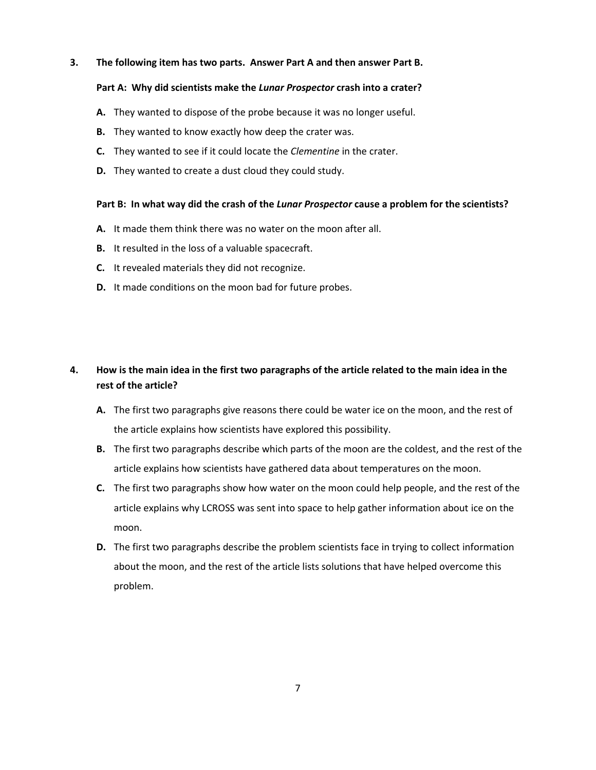**3. The following item has two parts. Answer Part A and then answer Part B.**

**Part A: Why did scientists make the *Lunar Prospector* crash into a crater?**

**A.** They wanted to dispose of the probe because it was no longer useful.

**B.** They wanted to know exactly how deep the crater was.

**C.** They wanted to see if it could locate the *Clementine* in the crater.

**D.** They wanted to create a dust cloud they could study.

**Part B: In what way did the crash of the *Lunar Prospector* cause a problem for the scientists?**

**A.** It made them think there was no water on the moon after all.

**B.** It resulted in the loss of a valuable spacecraft.

**C.** It revealed materials they did not recognize.

**D.** It made conditions on the moon bad for future probes.

**4. How is the main idea in the first two paragraphs of the article related to the main idea in the rest of the article?**

**A.** The first two paragraphs give reasons there could be water ice on the moon, and the rest of the article explains how scientists have explored this possibility.

**B.** The first two paragraphs describe which parts of the moon are the coldest, and the rest of the article explains how scientists have gathered data about temperatures on the moon.

**C.** The first two paragraphs show how water on the moon could help people, and the rest of the article explains why LCROSS was sent into space to help gather information about ice on the moon.

**D.** The first two paragraphs describe the problem scientists face in trying to collect information about the moon, and the rest of the article lists solutions that have helped overcome this problem.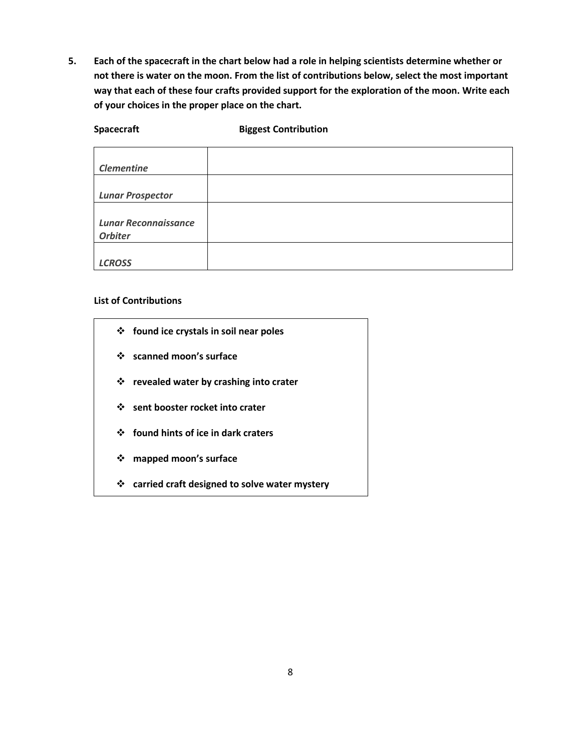**5. Each of the spacecraft in the chart below had a role in helping scientists determine whether or not there is water on the moon. From the list of contributions below, select the most important way that each of these four crafts provided support for the exploration of the moon. Write each of your choices in the proper place on the chart.**

| Spacecraft | Biggest Contribution |
|---|---|
| ***Clementine*** | |
| ***Lunar Prospector*** | |
| ***Lunar Reconnaissance Orbiter*** | |
| ***LCROSS*** | |

**List of Contributions**

- **found ice crystals in soil near poles**
- **scanned moon's surface**
- **revealed water by crashing into crater**
- **sent booster rocket into crater**
- **found hints of ice in dark craters**
- **mapped moon's surface**
- **carried craft designed to solve water mystery**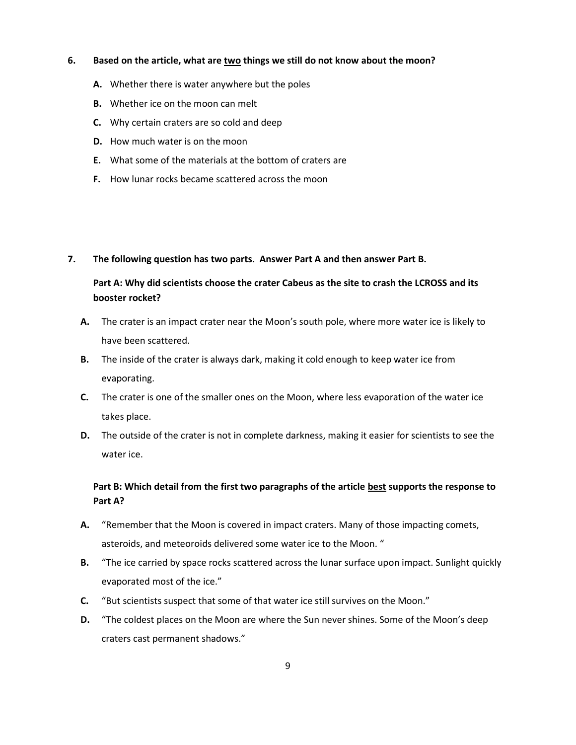**6. Based on the article, what are <u>two</u> things we still do not know about the moon?**

- **A.** Whether there is water anywhere but the poles
- **B.** Whether ice on the moon can melt
- **C.** Why certain craters are so cold and deep
- **D.** How much water is on the moon
- **E.** What some of the materials at the bottom of craters are
- **F.** How lunar rocks became scattered across the moon

**7. The following question has two parts. Answer Part A and then answer Part B.**

**Part A: Why did scientists choose the crater Cabeus as the site to crash the LCROSS and its booster rocket?**

- **A.** The crater is an impact crater near the Moon's south pole, where more water ice is likely to have been scattered.
- **B.** The inside of the crater is always dark, making it cold enough to keep water ice from evaporating.
- **C.** The crater is one of the smaller ones on the Moon, where less evaporation of the water ice takes place.
- **D.** The outside of the crater is not in complete darkness, making it easier for scientists to see the water ice.

**Part B: Which detail from the first two paragraphs of the article <u>best</u> supports the response to Part A?**

- **A.** "Remember that the Moon is covered in impact craters. Many of those impacting comets, asteroids, and meteoroids delivered some water ice to the Moon. "
- **B.** "The ice carried by space rocks scattered across the lunar surface upon impact. Sunlight quickly evaporated most of the ice."
- **C.** "But scientists suspect that some of that water ice still survives on the Moon."
- **D.** "The coldest places on the Moon are where the Sun never shines. Some of the Moon's deep craters cast permanent shadows."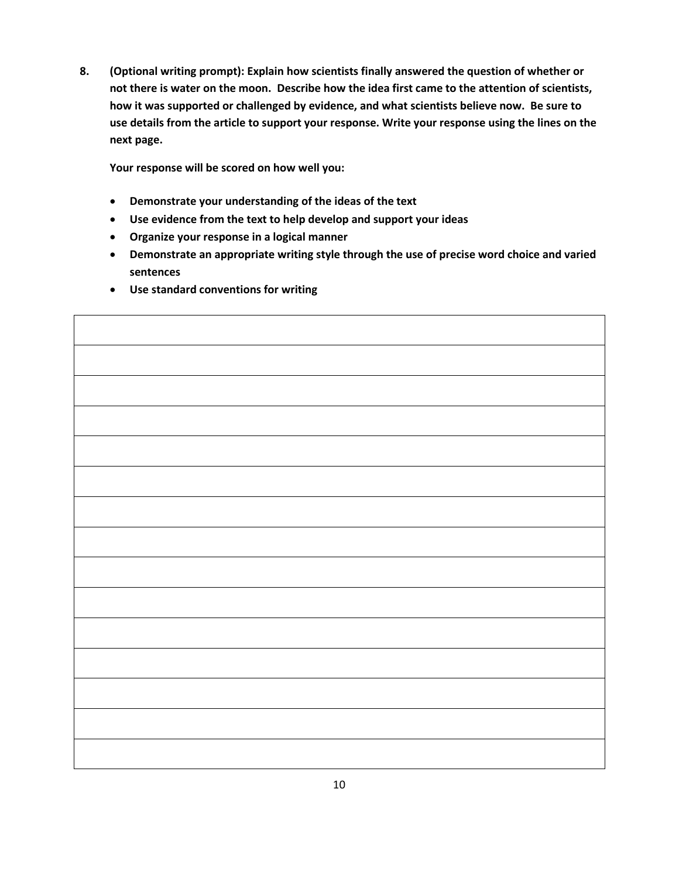**8. (Optional writing prompt): Explain how scientists finally answered the question of whether or not there is water on the moon. Describe how the idea first came to the attention of scientists, how it was supported or challenged by evidence, and what scientists believe now. Be sure to use details from the article to support your response. Write your response using the lines on the next page.**

**Your response will be scored on how well you:**

- **Demonstrate your understanding of the ideas of the text**
- **Use evidence from the text to help develop and support your ideas**
- **Organize your response in a logical manner**
- **Demonstrate an appropriate writing style through the use of precise word choice and varied sentences**
- **Use standard conventions for writing**

| |
|---|
| |
| |
| |
| |
| |
| |
| |
| |
| |
| |
| |
| |
| |
| |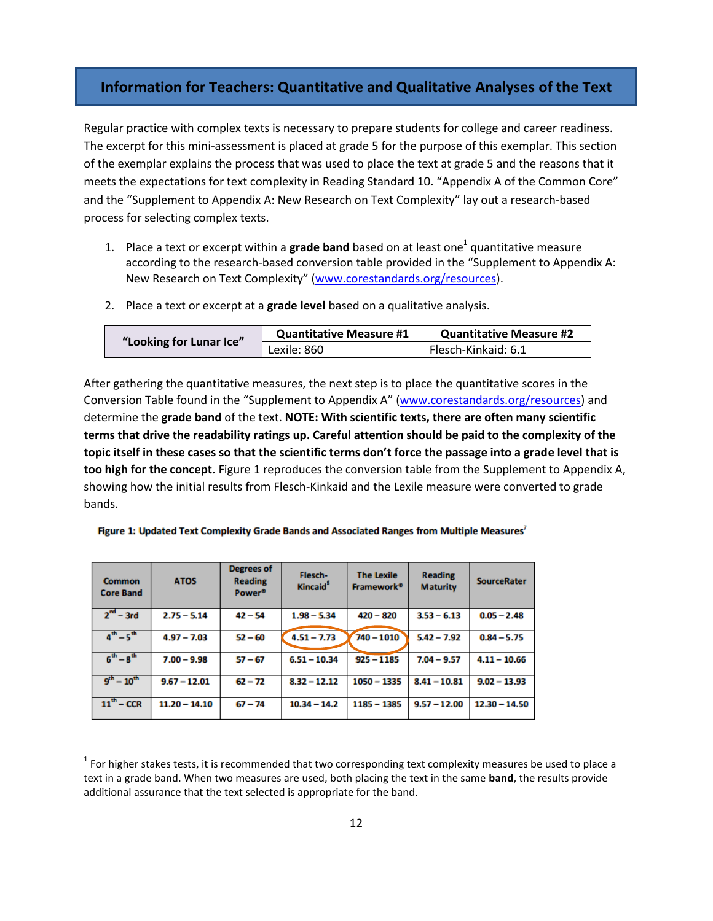## Information for Teachers: Quantitative and Qualitative Analyses of the Text

Regular practice with complex texts is necessary to prepare students for college and career readiness. The excerpt for this mini-assessment is placed at grade 5 for the purpose of this exemplar. This section of the exemplar explains the process that was used to place the text at grade 5 and the reasons that it meets the expectations for text complexity in Reading Standard 10. "Appendix A of the Common Core" and the "Supplement to Appendix A: New Research on Text Complexity" lay out a research-based process for selecting complex texts.

1. Place a text or excerpt within a **grade band** based on at least one[1] quantitative measure according to the research-based conversion table provided in the "Supplement to Appendix A: New Research on Text Complexity" (www.corestandards.org/resources).
2. Place a text or excerpt at a **grade level** based on a qualitative analysis.

| "Looking for Lunar Ice" | Quantitative Measure #1 | Quantitative Measure #2 |
|---|---|---|
| | Lexile: 860 | Flesch-Kinkaid: 6.1 |

After gathering the quantitative measures, the next step is to place the quantitative scores in the Conversion Table found in the "Supplement to Appendix A" (www.corestandards.org/resources) and determine the **grade band** of the text. **NOTE: With scientific texts, there are often many scientific terms that drive the readability ratings up. Careful attention should be paid to the complexity of the topic itself in these cases so that the scientific terms don't force the passage into a grade level that is too high for the concept.** Figure 1 reproduces the conversion table from the Supplement to Appendix A, showing how the initial results from Flesch-Kinkaid and the Lexile measure were converted to grade bands.

**Figure 1: Updated Text Complexity Grade Bands and Associated Ranges from Multiple Measures[7]**

| Common Core Band | ATOS | Degrees of Reading Power® | Flesch-Kincaid[8] | The Lexile Framework® | Reading Maturity | SourceRater |
|---|---|---|---|---|---|---|
| 2nd – 3rd | 2.75 – 5.14 | 42 – 54 | 1.98 – 5.34 | 420 – 820 | 3.53 – 6.13 | 0.05 – 2.48 |
| 4th – 5th | 4.97 – 7.03 | 52 – 60 | 4.51 – 7.73 | 740 – 1010 | 5.42 – 7.92 | 0.84 – 5.75 |
| 6th – 8th | 7.00 – 9.98 | 57 – 67 | 6.51 – 10.34 | 925 – 1185 | 7.04 – 9.57 | 4.11 – 10.66 |
| 9th – 10th | 9.67 – 12.01 | 62 – 72 | 8.32 – 12.12 | 1050 – 1335 | 8.41 – 10.81 | 9.02 – 13.93 |
| 11th – CCR | 11.20 – 14.10 | 67 – 74 | 10.34 – 14.2 | 1185 – 1385 | 9.57 – 12.00 | 12.30 – 14.50 |

[1] For higher stakes tests, it is recommended that two corresponding text complexity measures be used to place a text in a grade band. When two measures are used, both placing the text in the same **band**, the results provide additional assurance that the text selected is appropriate for the band.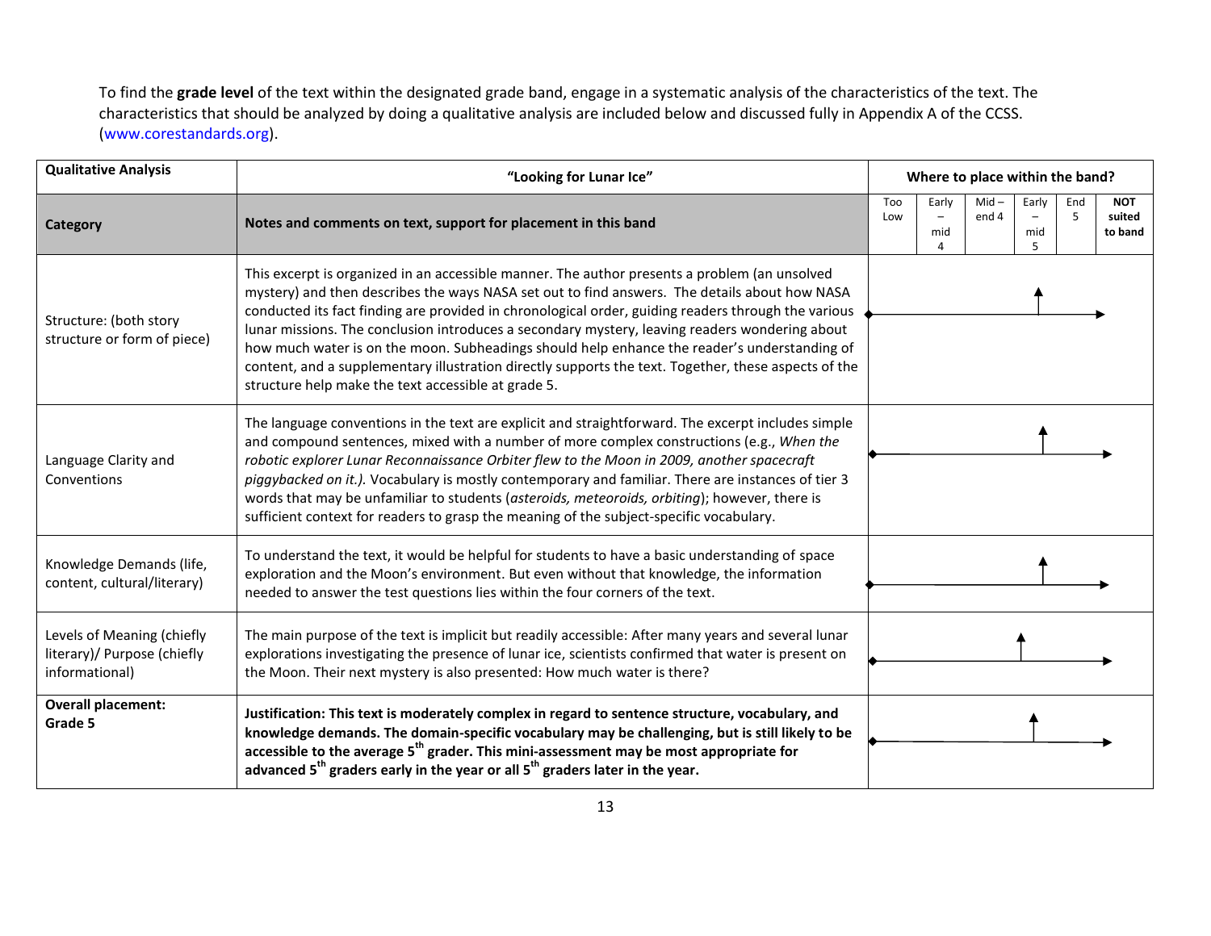To find the **grade level** of the text within the designated grade band, engage in a systematic analysis of the characteristics of the text. The characteristics that should be analyzed by doing a qualitative analysis are included below and discussed fully in Appendix A of the CCSS. (www.corestandards.org).

| **Qualitative Analysis** | **"Looking for Lunar Ice"** | **Where to place within the band?** | | | | | |
|---|---|---|---|---|---|---|---|
| **Category** | **Notes and comments on text, support for placement in this band** | Too Low | Early – mid 4 | Mid – end 4 | Early – mid 5 | End 5 | **NOT suited to band** |
| Structure: (both story structure or form of piece) | This excerpt is organized in an accessible manner. The author presents a problem (an unsolved mystery) and then describes the ways NASA set out to find answers. The details about how NASA conducted its fact finding are provided in chronological order, guiding readers through the various lunar missions. The conclusion introduces a secondary mystery, leaving readers wondering about how much water is on the moon. Subheadings should help enhance the reader's understanding of content, and a supplementary illustration directly supports the text. Together, these aspects of the structure help make the text accessible at grade 5. | | | | ↑ | | |
| Language Clarity and Conventions | The language conventions in the text are explicit and straightforward. The excerpt includes simple and compound sentences, mixed with a number of more complex constructions (e.g., *When the robotic explorer Lunar Reconnaissance Orbiter flew to the Moon in 2009, another spacecraft piggybacked on it.).* Vocabulary is mostly contemporary and familiar. There are instances of tier 3 words that may be unfamiliar to students (*asteroids, meteoroids, orbiting*); however, there is sufficient context for readers to grasp the meaning of the subject-specific vocabulary. | | | | ↑ | | |
| Knowledge Demands (life, content, cultural/literary) | To understand the text, it would be helpful for students to have a basic understanding of space exploration and the Moon's environment. But even without that knowledge, the information needed to answer the test questions lies within the four corners of the text. | | | | ↑ | | |
| Levels of Meaning (chiefly literary)/ Purpose (chiefly informational) | The main purpose of the text is implicit but readily accessible: After many years and several lunar explorations investigating the presence of lunar ice, scientists confirmed that water is present on the Moon. Their next mystery is also presented: How much water is there? | | | | ↑ | | |
| **Overall placement: Grade 5** | **Justification: This text is moderately complex in regard to sentence structure, vocabulary, and knowledge demands. The domain-specific vocabulary may be challenging, but is still likely to be accessible to the average 5th grader. This mini-assessment may be most appropriate for advanced 5th graders early in the year or all 5th graders later in the year.** | | | | ↑ | | |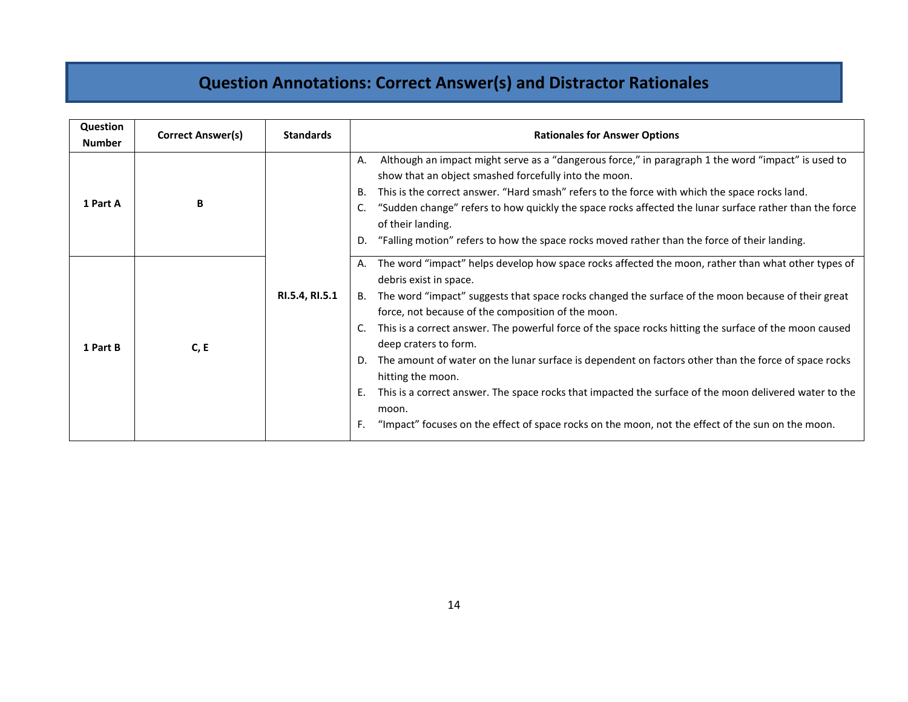## Question Annotations: Correct Answer(s) and Distractor Rationales

| Question Number | Correct Answer(s) | Standards | Rationales for Answer Options |
|---|---|---|---|
| 1 Part A | B | RI.5.4, RI.5.1 | A. Although an impact might serve as a "dangerous force," in paragraph 1 the word "impact" is used to show that an object smashed forcefully into the moon.<br>B. This is the correct answer. "Hard smash" refers to the force with which the space rocks land.<br>C. "Sudden change" refers to how quickly the space rocks affected the lunar surface rather than the force of their landing.<br>D. "Falling motion" refers to how the space rocks moved rather than the force of their landing. |
| 1 Part B | C, E | RI.5.4, RI.5.1 | A. The word "impact" helps develop how space rocks affected the moon, rather than what other types of debris exist in space.<br>B. The word "impact" suggests that space rocks changed the surface of the moon because of their great force, not because of the composition of the moon.<br>C. This is a correct answer. The powerful force of the space rocks hitting the surface of the moon caused deep craters to form.<br>D. The amount of water on the lunar surface is dependent on factors other than the force of space rocks hitting the moon.<br>E. This is a correct answer. The space rocks that impacted the surface of the moon delivered water to the moon.<br>F. "Impact" focuses on the effect of space rocks on the moon, not the effect of the sun on the moon. |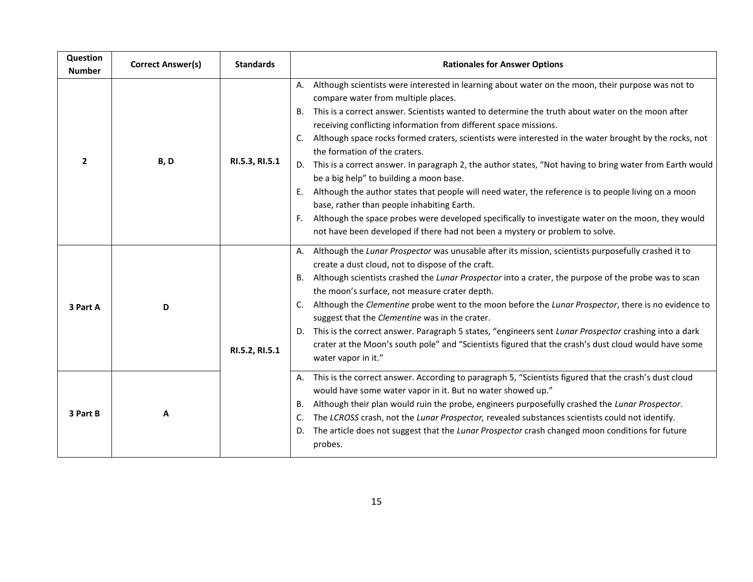| Question Number | Correct Answer(s) | Standards | Rationales for Answer Options |
|---|---|---|---|
| 2 | B, D | RI.5.3, RI.5.1 | A. Although scientists were interested in learning about water on the moon, their purpose was not to compare water from multiple places.<br>B. This is a correct answer. Scientists wanted to determine the truth about water on the moon after receiving conflicting information from different space missions.<br>C. Although space rocks formed craters, scientists were interested in the water brought by the rocks, not the formation of the craters.<br>D. This is a correct answer. In paragraph 2, the author states, "Not having to bring water from Earth would be a big help" to building a moon base.<br>E. Although the author states that people will need water, the reference is to people living on a moon base, rather than people inhabiting Earth.<br>F. Although the space probes were developed specifically to investigate water on the moon, they would not have been developed if there had not been a mystery or problem to solve. |
| 3 Part A | D | RI.5.2, RI.5.1 | A. Although the *Lunar Prospector* was unusable after its mission, scientists purposefully crashed it to create a dust cloud, not to dispose of the craft.<br>B. Although scientists crashed the *Lunar Prospector* into a crater, the purpose of the probe was to scan the moon's surface, not measure crater depth.<br>C. Although the *Clementine* probe went to the moon before the *Lunar Prospector*, there is no evidence to suggest that the *Clementine* was in the crater.<br>D. This is the correct answer. Paragraph 5 states, "engineers sent *Lunar Prospector* crashing into a dark crater at the Moon's south pole" and "Scientists figured that the crash's dust cloud would have some water vapor in it." |
| 3 Part B | A | | A. This is the correct answer. According to paragraph 5, "Scientists figured that the crash's dust cloud would have some water vapor in it. But no water showed up."<br>B. Although their plan would ruin the probe, engineers purposefully crashed the *Lunar Prospector*.<br>C. The *LCROSS* crash, not the *Lunar Prospector,* revealed substances scientists could not identify.<br>D. The article does not suggest that the *Lunar Prospector* crash changed moon conditions for future probes. |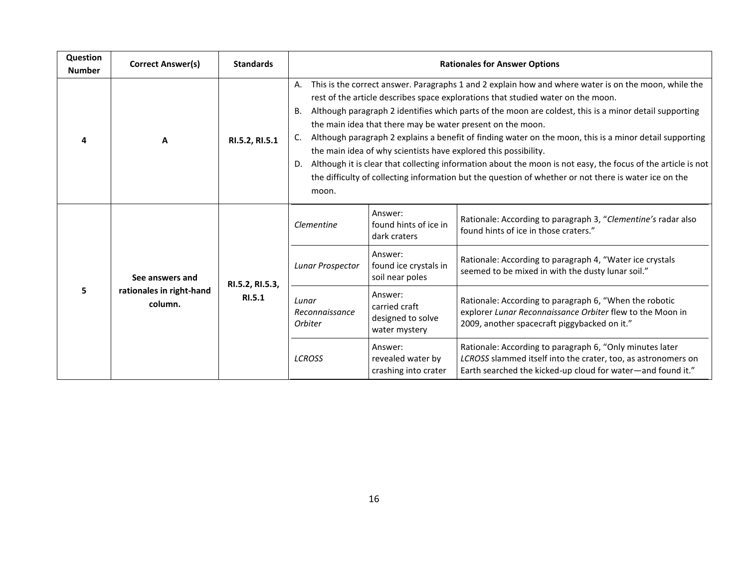| Question Number | Correct Answer(s) | Standards | Rationales for Answer Options | | |
|---|---|---|---|---|---|
| 4 | A | RI.5.2, RI.5.1 | A. This is the correct answer. Paragraphs 1 and 2 explain how and where water is on the moon, while the rest of the article describes space explorations that studied water on the moon.<br>B. Although paragraph 2 identifies which parts of the moon are coldest, this is a minor detail supporting the main idea that there may be water present on the moon.<br>C. Although paragraph 2 explains a benefit of finding water on the moon, this is a minor detail supporting the main idea of why scientists have explored this possibility.<br>D. Although it is clear that collecting information about the moon is not easy, the focus of the article is not the difficulty of collecting information but the question of whether or not there is water ice on the moon. | | |
| 5 | See answers and rationales in right-hand column. | RI.5.2, RI.5.3, RI.5.1 | *Clementine* | Answer: found hints of ice in dark craters | Rationale: According to paragraph 3, "*Clementine's* radar also found hints of ice in those craters." |
| | | | *Lunar Prospector* | Answer: found ice crystals in soil near poles | Rationale: According to paragraph 4, "Water ice crystals seemed to be mixed in with the dusty lunar soil." |
| | | | *Lunar Reconnaissance Orbiter* | Answer: carried craft designed to solve water mystery | Rationale: According to paragraph 6, "When the robotic explorer *Lunar Reconnaissance Orbiter* flew to the Moon in 2009, another spacecraft piggybacked on it." |
| | | | *LCROSS* | Answer: revealed water by crashing into crater | Rationale: According to paragraph 6, "Only minutes later *LCROSS* slammed itself into the crater, too, as astronomers on Earth searched the kicked-up cloud for water—and found it." |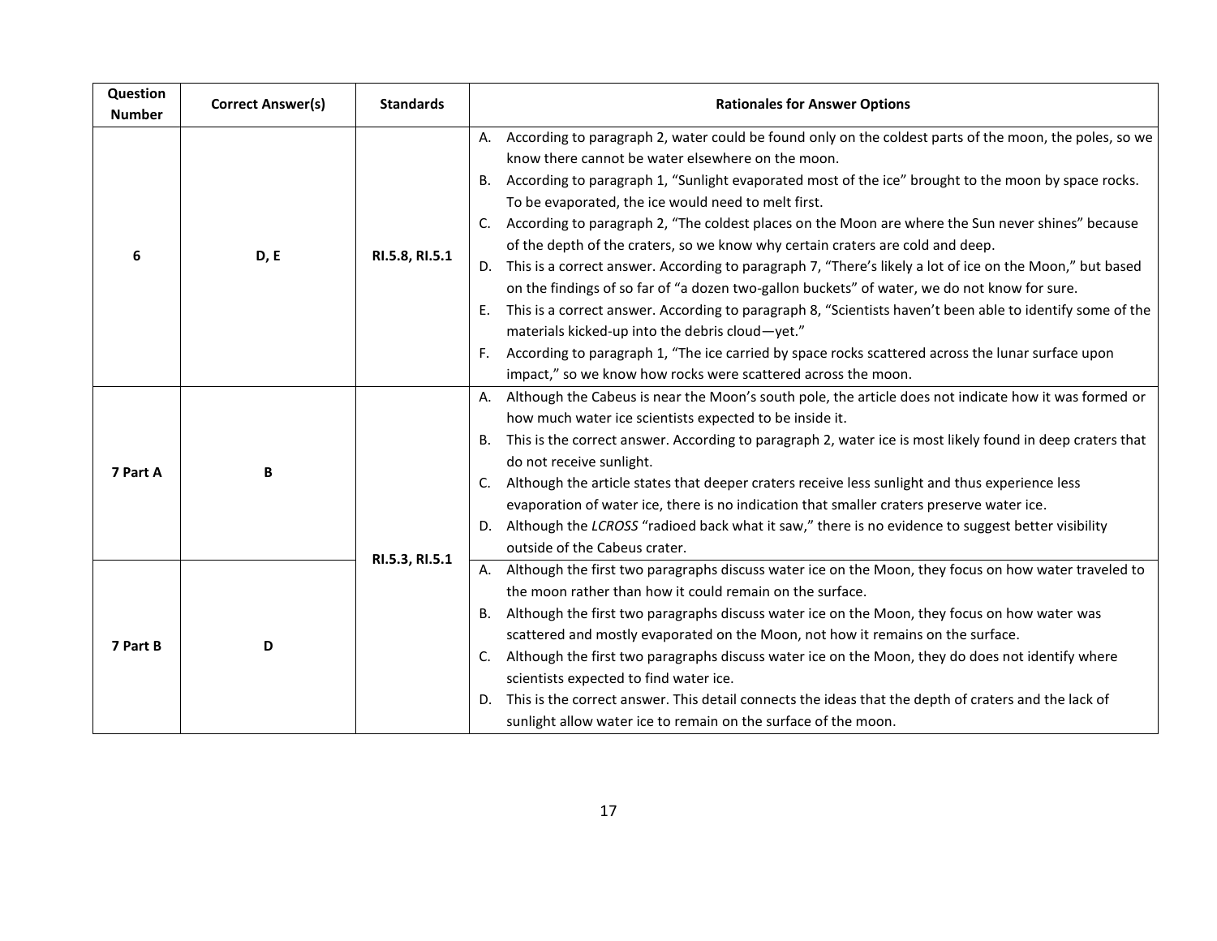| Question Number | Correct Answer(s) | Standards | Rationales for Answer Options |
|---|---|---|---|
| 6 | D, E | RI.5.8, RI.5.1 | A. According to paragraph 2, water could be found only on the coldest parts of the moon, the poles, so we know there cannot be water elsewhere on the moon.<br>B. According to paragraph 1, "Sunlight evaporated most of the ice" brought to the moon by space rocks. To be evaporated, the ice would need to melt first.<br>C. According to paragraph 2, "The coldest places on the Moon are where the Sun never shines" because of the depth of the craters, so we know why certain craters are cold and deep.<br>D. This is a correct answer. According to paragraph 7, "There's likely a lot of ice on the Moon," but based on the findings of so far of "a dozen two-gallon buckets" of water, we do not know for sure.<br>E. This is a correct answer. According to paragraph 8, "Scientists haven't been able to identify some of the materials kicked-up into the debris cloud—yet."<br>F. According to paragraph 1, "The ice carried by space rocks scattered across the lunar surface upon impact," so we know how rocks were scattered across the moon. |
| 7 Part A | B | RI.5.3, RI.5.1 | A. Although the Cabeus is near the Moon's south pole, the article does not indicate how it was formed or how much water ice scientists expected to be inside it.<br>B. This is the correct answer. According to paragraph 2, water ice is most likely found in deep craters that do not receive sunlight.<br>C. Although the article states that deeper craters receive less sunlight and thus experience less evaporation of water ice, there is no indication that smaller craters preserve water ice.<br>D. Although the *LCROSS* "radioed back what it saw," there is no evidence to suggest better visibility outside of the Cabeus crater. |
| 7 Part B | D | | A. Although the first two paragraphs discuss water ice on the Moon, they focus on how water traveled to the moon rather than how it could remain on the surface.<br>B. Although the first two paragraphs discuss water ice on the Moon, they focus on how water was scattered and mostly evaporated on the Moon, not how it remains on the surface.<br>C. Although the first two paragraphs discuss water ice on the Moon, they do does not identify where scientists expected to find water ice.<br>D. This is the correct answer. This detail connects the ideas that the depth of craters and the lack of sunlight allow water ice to remain on the surface of the moon. |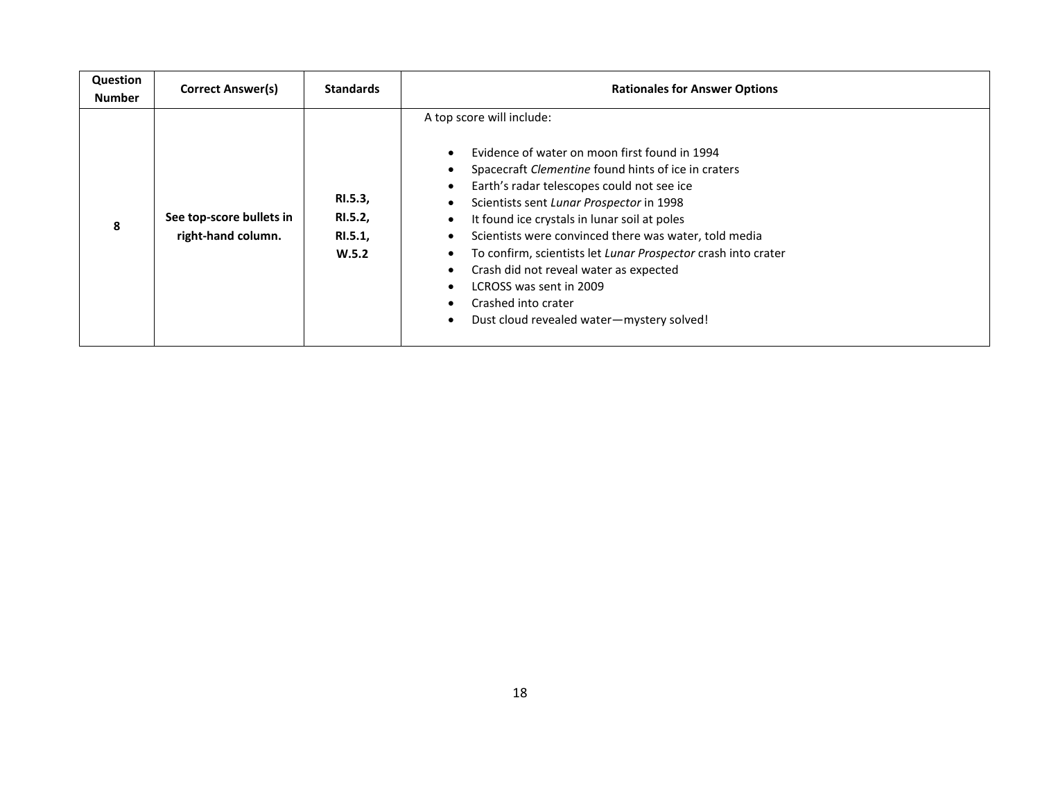| Question Number | Correct Answer(s) | Standards | Rationales for Answer Options |
|---|---|---|---|
| 8 | **See top-score bullets in right-hand column.** | **RI.5.3, RI.5.2, RI.5.1, W.5.2** | A top score will include:<br><br>• Evidence of water on moon first found in 1994<br>• Spacecraft *Clementine* found hints of ice in craters<br>• Earth's radar telescopes could not see ice<br>• Scientists sent *Lunar Prospector* in 1998<br>• It found ice crystals in lunar soil at poles<br>• Scientists were convinced there was water, told media<br>• To confirm, scientists let *Lunar Prospector* crash into crater<br>• Crash did not reveal water as expected<br>• LCROSS was sent in 2009<br>• Crashed into crater<br>• Dust cloud revealed water—mystery solved! |